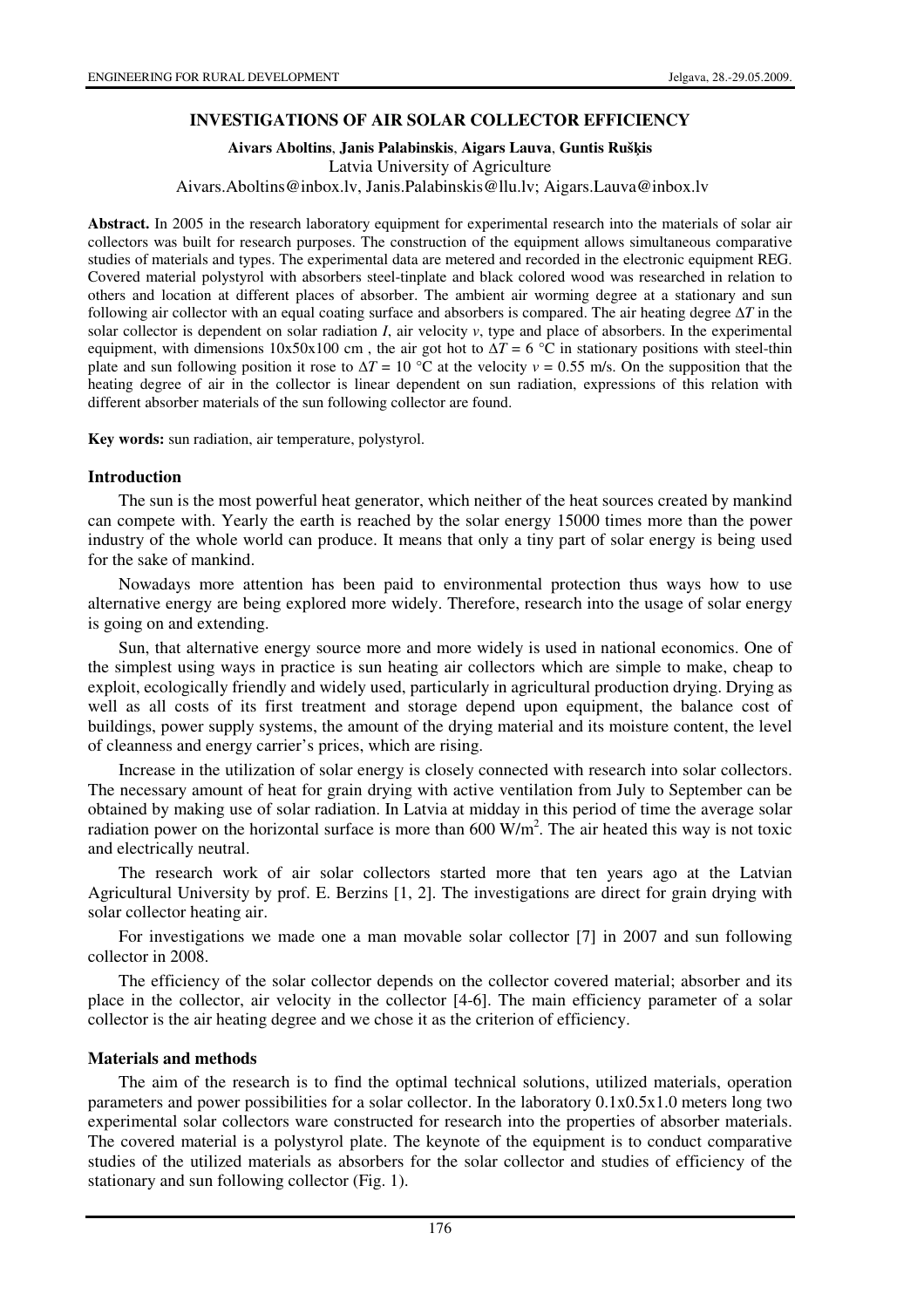# INVESTIGATIONS OF AIR SOLAR COLLECTOR EFFICIENCY

**Aivars Aboltins**, **Janis Palabinskis**, **Aigars Lauva**, **Guntis Rušķis**
Latvia University of Agriculture
Aivars.Aboltins@inbox.lv, Janis.Palabinskis@llu.lv; Aigars.Lauva@inbox.lv

**Abstract.** In 2005 in the research laboratory equipment for experimental research into the materials of solar air collectors was built for research purposes. The construction of the equipment allows simultaneous comparative studies of materials and types. The experimental data are metered and recorded in the electronic equipment REG. Covered material polystyrol with absorbers steel-tinplate and black colored wood was researched in relation to others and location at different places of absorber. The ambient air worming degree at a stationary and sun following air collector with an equal coating surface and absorbers is compared. The air heating degree $\Delta T$ in the solar collector is dependent on solar radiation $I$, air velocity $v$, type and place of absorbers. In the experimental equipment, with dimensions 10x50x100 cm , the air got hot to $\Delta T$ = 6 °C in stationary positions with steel-thin plate and sun following position it rose to $\Delta T$ = 10 °C at the velocity $v$ = 0.55 m/s. On the supposition that the heating degree of air in the collector is linear dependent on sun radiation, expressions of this relation with different absorber materials of the sun following collector are found.

**Key words:** sun radiation, air temperature, polystyrol.

## Introduction

The sun is the most powerful heat generator, which neither of the heat sources created by mankind can compete with. Yearly the earth is reached by the solar energy 15000 times more than the power industry of the whole world can produce. It means that only a tiny part of solar energy is being used for the sake of mankind.

Nowadays more attention has been paid to environmental protection thus ways how to use alternative energy are being explored more widely. Therefore, research into the usage of solar energy is going on and extending.

Sun, that alternative energy source more and more widely is used in national economics. One of the simplest using ways in practice is sun heating air collectors which are simple to make, cheap to exploit, ecologically friendly and widely used, particularly in agricultural production drying. Drying as well as all costs of its first treatment and storage depend upon equipment, the balance cost of buildings, power supply systems, the amount of the drying material and its moisture content, the level of cleanness and energy carrier's prices, which are rising.

Increase in the utilization of solar energy is closely connected with research into solar collectors. The necessary amount of heat for grain drying with active ventilation from July to September can be obtained by making use of solar radiation. In Latvia at midday in this period of time the average solar radiation power on the horizontal surface is more than 600 W/m$^2$. The air heated this way is not toxic and electrically neutral.

The research work of air solar collectors started more that ten years ago at the Latvian Agricultural University by prof. E. Berzins [1, 2]. The investigations are direct for grain drying with solar collector heating air.

For investigations we made one a man movable solar collector [7] in 2007 and sun following collector in 2008.

The efficiency of the solar collector depends on the collector covered material; absorber and its place in the collector, air velocity in the collector [4-6]. The main efficiency parameter of a solar collector is the air heating degree and we chose it as the criterion of efficiency.

## Materials and methods

The aim of the research is to find the optimal technical solutions, utilized materials, operation parameters and power possibilities for a solar collector. In the laboratory 0.1x0.5x1.0 meters long two experimental solar collectors ware constructed for research into the properties of absorber materials. The covered material is a polystyrol plate. The keynote of the equipment is to conduct comparative studies of the utilized materials as absorbers for the solar collector and studies of efficiency of the stationary and sun following collector (Fig. 1).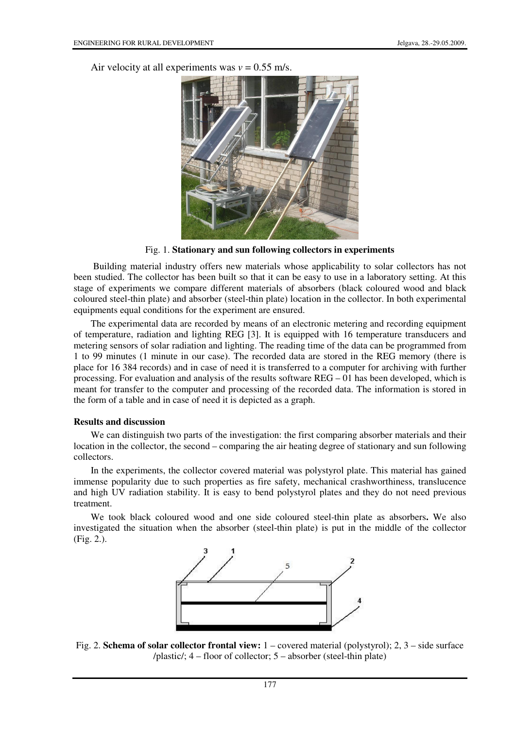Air velocity at all experiments was $v = 0.55$ m/s.

Fig. 1. **Stationary and sun following collectors in experiments**

Building material industry offers new materials whose applicability to solar collectors has not been studied. The collector has been built so that it can be easy to use in a laboratory setting. At this stage of experiments we compare different materials of absorbers (black coloured wood and black coloured steel-thin plate) and absorber (steel-thin plate) location in the collector. In both experimental equipments equal conditions for the experiment are ensured.

The experimental data are recorded by means of an electronic metering and recording equipment of temperature, radiation and lighting REG [3]. It is equipped with 16 temperature transducers and metering sensors of solar radiation and lighting. The reading time of the data can be programmed from 1 to 99 minutes (1 minute in our case). The recorded data are stored in the REG memory (there is place for 16 384 records) and in case of need it is transferred to a computer for archiving with further processing. For evaluation and analysis of the results software REG – 01 has been developed, which is meant for transfer to the computer and processing of the recorded data. The information is stored in the form of a table and in case of need it is depicted as a graph.

**Results and discussion**

We can distinguish two parts of the investigation: the first comparing absorber materials and their location in the collector, the second – comparing the air heating degree of stationary and sun following collectors.

In the experiments, the collector covered material was polystyrol plate. This material has gained immense popularity due to such properties as fire safety, mechanical crashworthiness, translucence and high UV radiation stability. It is easy to bend polystyrol plates and they do not need previous treatment.

We took black coloured wood and one side coloured steel-thin plate as absorbers**.** We also investigated the situation when the absorber (steel-thin plate) is put in the middle of the collector (Fig. 2.).

Fig. 2. **Schema of solar collector frontal view:** 1 – covered material (polystyrol); 2, 3 – side surface /plastic/; 4 – floor of collector; 5 – absorber (steel-thin plate)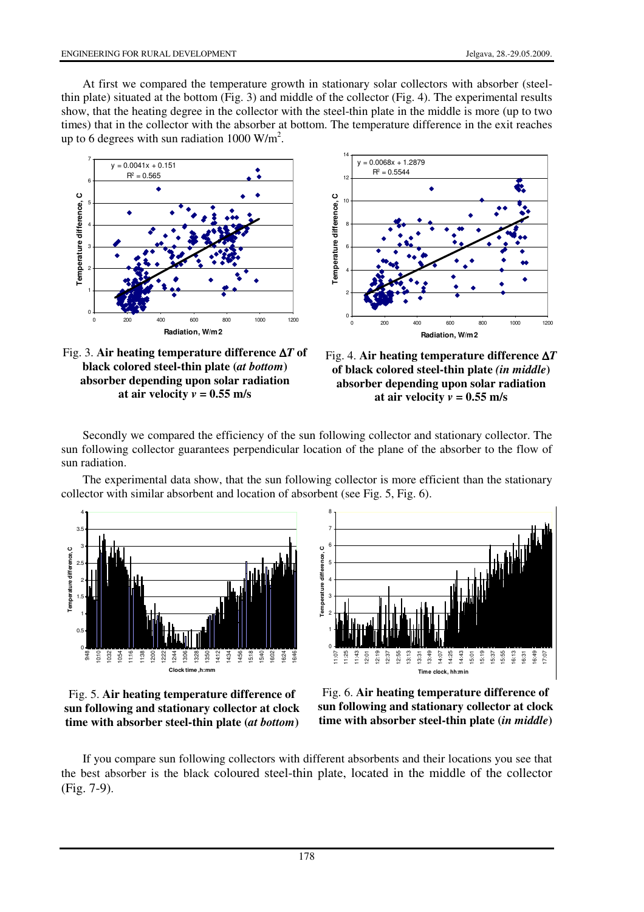At first we compared the temperature growth in stationary solar collectors with absorber (steel-thin plate) situated at the bottom (Fig. 3) and middle of the collector (Fig. 4). The experimental results show, that the heating degree in the collector with the steel-thin plate in the middle is more (up to two times) that in the collector with the absorber at bottom. The temperature difference in the exit reaches up to 6 degrees with sun radiation 1000 W/m$^2$.

Fig. 3. **Air heating temperature difference $\Delta T$ of black colored steel-thin plate (*at bottom*) absorber depending upon solar radiation at air velocity $v = 0.55$ m/s**

Fig. 4. **Air heating temperature difference $\Delta T$ of black colored steel-thin plate *(in middle)* absorber depending upon solar radiation at air velocity $v = 0.55$ m/s**

Secondly we compared the efficiency of the sun following collector and stationary collector. The sun following collector guarantees perpendicular location of the plane of the absorber to the flow of sun radiation.

The experimental data show, that the sun following collector is more efficient than the stationary collector with similar absorbent and location of absorbent (see Fig. 5, Fig. 6).

Fig. 5. **Air heating temperature difference of sun following and stationary collector at clock time with absorber steel-thin plate (*at bottom*)**

Fig. 6. **Air heating temperature difference of sun following and stationary collector at clock time with absorber steel-thin plate (*in middle*)**

If you compare sun following collectors with different absorbents and their locations you see that the best absorber is the black coloured steel-thin plate, located in the middle of the collector (Fig. 7-9).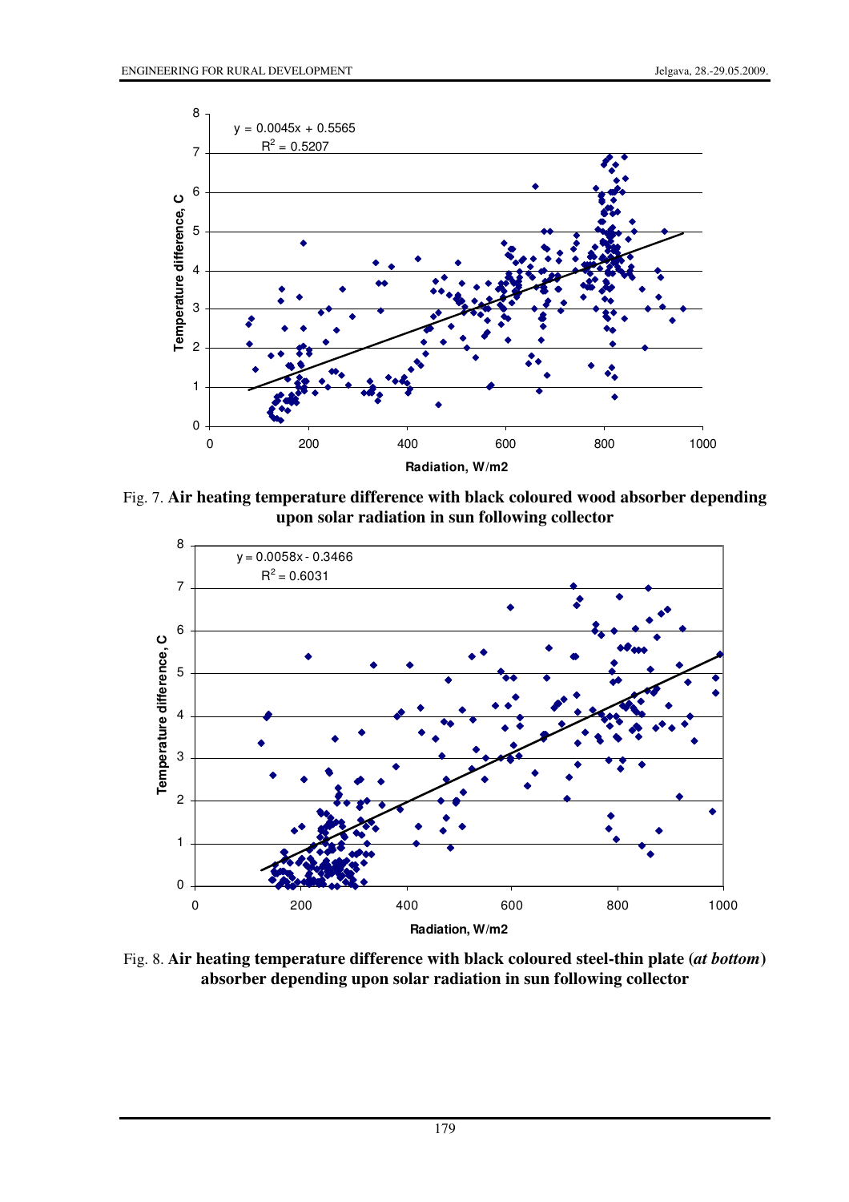Fig. 7. **Air heating temperature difference with black coloured wood absorber depending upon solar radiation in sun following collector**

Fig. 8. **Air heating temperature difference with black coloured steel-thin plate (*at bottom*) absorber depending upon solar radiation in sun following collector**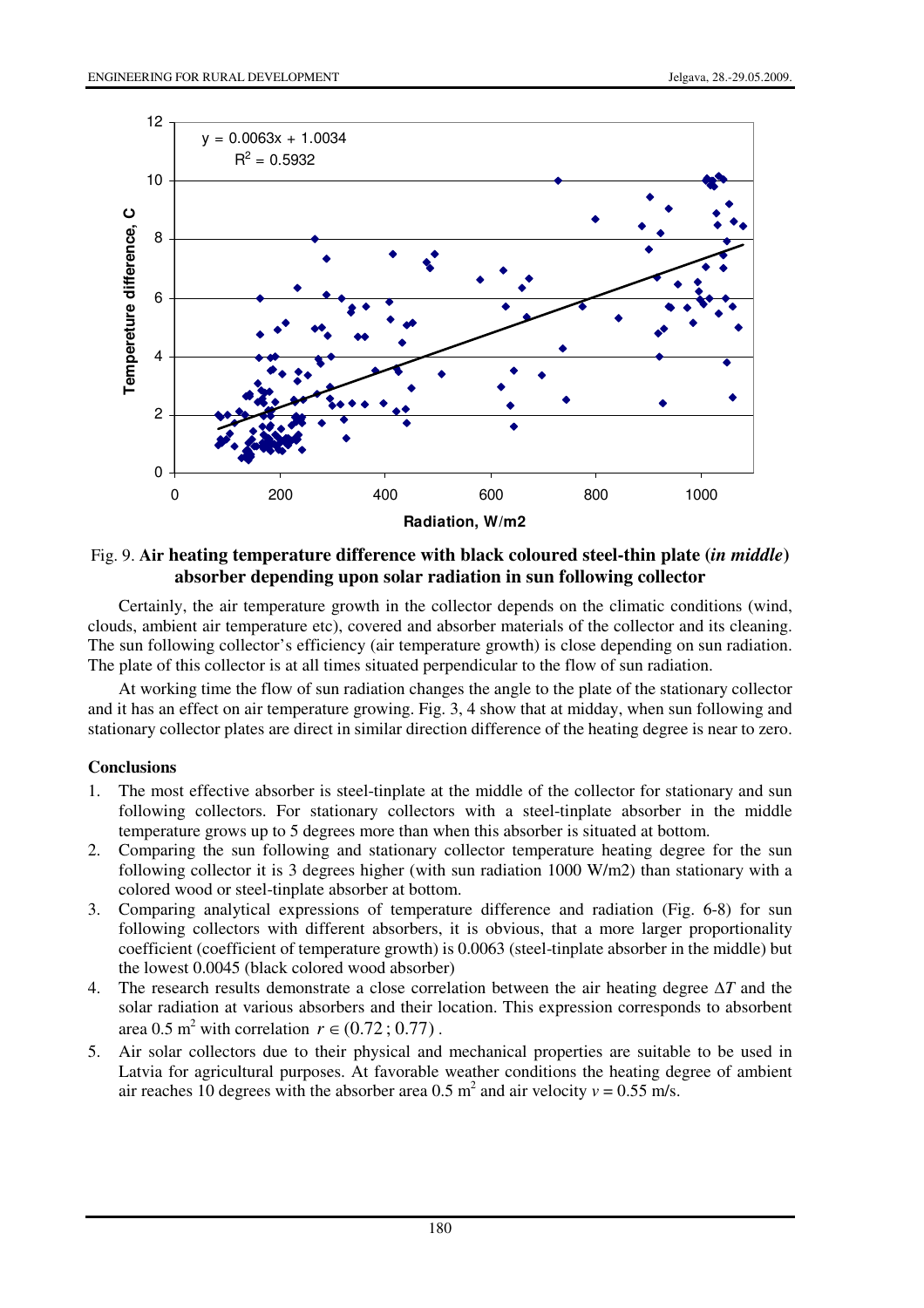Fig. 9. **Air heating temperature difference with black coloured steel-thin plate (*in middle*) absorber depending upon solar radiation in sun following collector**

Certainly, the air temperature growth in the collector depends on the climatic conditions (wind, clouds, ambient air temperature etc), covered and absorber materials of the collector and its cleaning. The sun following collector's efficiency (air temperature growth) is close depending on sun radiation. The plate of this collector is at all times situated perpendicular to the flow of sun radiation.

At working time the flow of sun radiation changes the angle to the plate of the stationary collector and it has an effect on air temperature growing. Fig. 3, 4 show that at midday, when sun following and stationary collector plates are direct in similar direction difference of the heating degree is near to zero.

## Conclusions

1. The most effective absorber is steel-tinplate at the middle of the collector for stationary and sun following collectors. For stationary collectors with a steel-tinplate absorber in the middle temperature grows up to 5 degrees more than when this absorber is situated at bottom.
2. Comparing the sun following and stationary collector temperature heating degree for the sun following collector it is 3 degrees higher (with sun radiation 1000 W/m2) than stationary with a colored wood or steel-tinplate absorber at bottom.
3. Comparing analytical expressions of temperature difference and radiation (Fig. 6-8) for sun following collectors with different absorbers, it is obvious, that a more larger proportionality coefficient (coefficient of temperature growth) is 0.0063 (steel-tinplate absorber in the middle) but the lowest 0.0045 (black colored wood absorber)
4. The research results demonstrate a close correlation between the air heating degree $\Delta T$ and the solar radiation at various absorbers and their location. This expression corresponds to absorbent area 0.5 $m^2$ with correlation $r \in (0.72\,;\,0.77)$.
5. Air solar collectors due to their physical and mechanical properties are suitable to be used in Latvia for agricultural purposes. At favorable weather conditions the heating degree of ambient air reaches 10 degrees with the absorber area 0.5 $m^2$ and air velocity $v = 0.55$ m/s.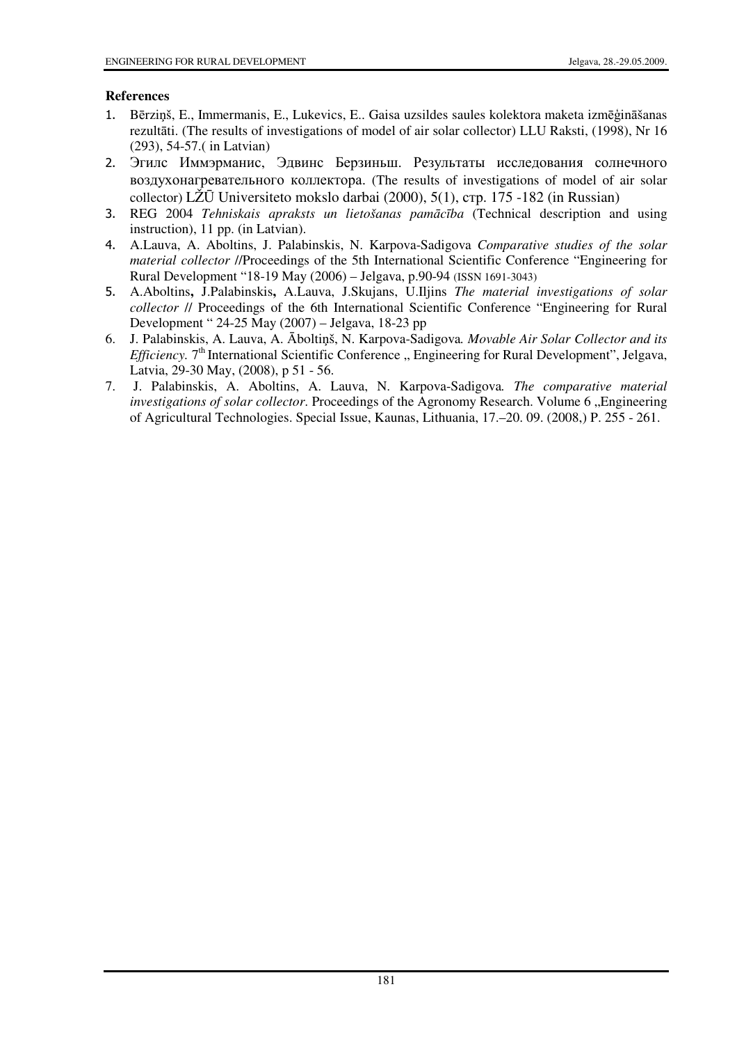**References**

1. Bērziņš, E., Immermanis, E., Lukevics, E.. Gaisa uzsildes saules kolektora maketa izmēģināšanas rezultāti. (The results of investigations of model of air solar collector) LLU Raksti, (1998), Nr 16 (293), 54-57.( in Latvian)
2. Эгилс Иммэрманис, Эдвинс Берзиньш. Результаты исследования солнечного воздухонагревательного коллектора. (The results of investigations of model of air solar collector) LŽŪ Universiteto mokslo darbai (2000), 5(1), стр. 175 -182 (in Russian)
3. REG 2004 *Tehniskais apraksts un lietošanas pamācība* (Technical description and using instruction), 11 pp. (in Latvian).
4. A.Lauva, A. Aboltins, J. Palabinskis, N. Karpova-Sadigova *Comparative studies of the solar material collector* //Proceedings of the 5th International Scientific Conference "Engineering for Rural Development "18-19 May (2006) – Jelgava, p.90-94 (ISSN 1691-3043)
5. A.Aboltins**,** J.Palabinskis**,** A.Lauva, J.Skujans, U.Iljins *The material investigations of solar collector* // Proceedings of the 6th International Scientific Conference "Engineering for Rural Development " 24-25 May (2007) – Jelgava, 18-23 pp
6. J. Palabinskis, A. Lauva, A. Āboltiņš, N. Karpova-Sadigova*. Movable Air Solar Collector and its Efficiency.* 7th International Scientific Conference „ Engineering for Rural Development", Jelgava, Latvia, 29-30 May, (2008), p 51 - 56.
7. J. Palabinskis, A. Aboltins, A. Lauva, N. Karpova-Sadigova*. The comparative material investigations of solar collector*. Proceedings of the Agronomy Research. Volume 6 „Engineering of Agricultural Technologies. Special Issue, Kaunas, Lithuania, 17.–20. 09. (2008,) P. 255 - 261.